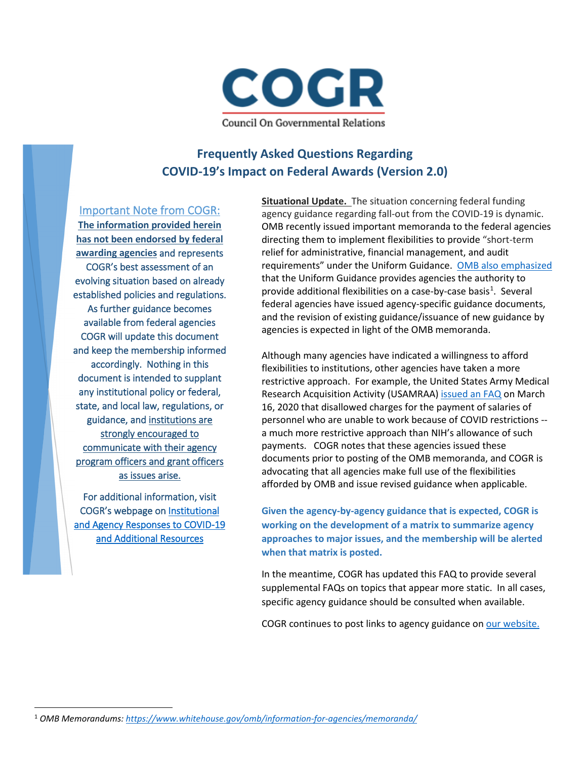# COGR

Council On Governmental Relations

## Frequently Asked Questions Regarding COVID-19's Impact on Federal Awards (Version 2.0)

**Important Note from COGR:** **The information provided herein has not been endorsed by federal awarding agencies** and represents COGR's best assessment of an evolving situation based on already established policies and regulations. As further guidance becomes available from federal agencies COGR will update this document and keep the membership informed accordingly. Nothing in this document is intended to supplant any institutional policy or federal, state, and local law, regulations, or guidance, and institutions are strongly encouraged to communicate with their agency program officers and grant officers as issues arise.

For additional information, visit COGR's webpage on Institutional and Agency Responses to COVID-19 and Additional Resources

**Situational Update.** The situation concerning federal funding agency guidance regarding fall-out from the COVID-19 is dynamic. OMB recently issued important memoranda to the federal agencies directing them to implement flexibilities to provide "short-term relief for administrative, financial management, and audit requirements" under the Uniform Guidance. OMB also emphasized that the Uniform Guidance provides agencies the authority to provide additional flexibilities on a case-by-case basis[1]. Several federal agencies have issued agency-specific guidance documents, and the revision of existing guidance/issuance of new guidance by agencies is expected in light of the OMB memoranda.

Although many agencies have indicated a willingness to afford flexibilities to institutions, other agencies have taken a more restrictive approach. For example, the United States Army Medical Research Acquisition Activity (USAMRAA) issued an FAQ on March 16, 2020 that disallowed charges for the payment of salaries of personnel who are unable to work because of COVID restrictions -- a much more restrictive approach than NIH's allowance of such payments. COGR notes that these agencies issued these documents prior to posting of the OMB memoranda, and COGR is advocating that all agencies make full use of the flexibilities afforded by OMB and issue revised guidance when applicable.

**Given the agency-by-agency guidance that is expected, COGR is working on the development of a matrix to summarize agency approaches to major issues, and the membership will be alerted when that matrix is posted.**

In the meantime, COGR has updated this FAQ to provide several supplemental FAQs on topics that appear more static. In all cases, specific agency guidance should be consulted when available.

COGR continues to post links to agency guidance on our website.

---

[1] *OMB Memorandums: https://www.whitehouse.gov/omb/information-for-agencies/memoranda/*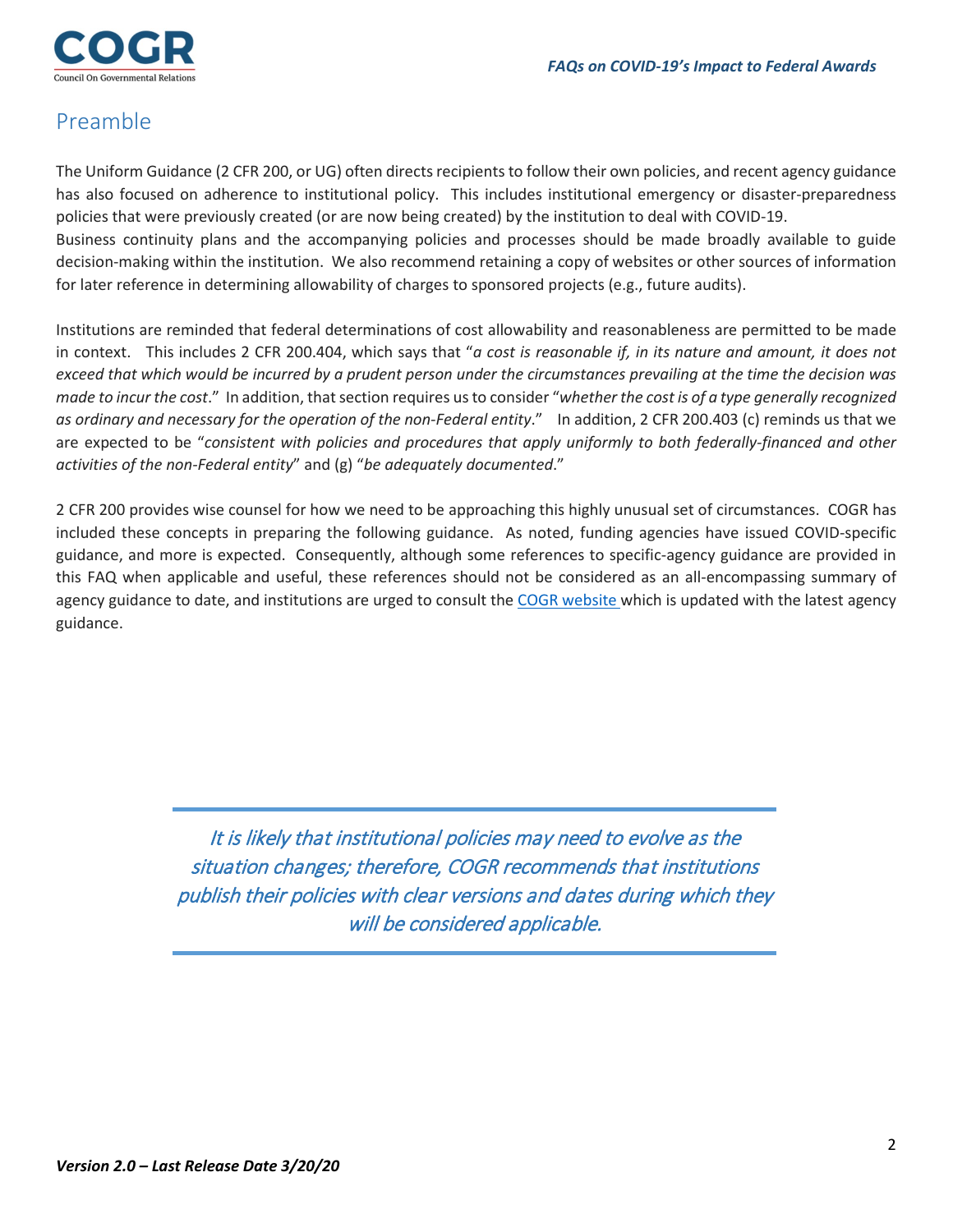## Preamble

The Uniform Guidance (2 CFR 200, or UG) often directs recipients to follow their own policies, and recent agency guidance has also focused on adherence to institutional policy. This includes institutional emergency or disaster-preparedness policies that were previously created (or are now being created) by the institution to deal with COVID-19. Business continuity plans and the accompanying policies and processes should be made broadly available to guide decision-making within the institution. We also recommend retaining a copy of websites or other sources of information for later reference in determining allowability of charges to sponsored projects (e.g., future audits).

Institutions are reminded that federal determinations of cost allowability and reasonableness are permitted to be made in context. This includes 2 CFR 200.404, which says that "*a cost is reasonable if, in its nature and amount, it does not exceed that which would be incurred by a prudent person under the circumstances prevailing at the time the decision was made to incur the cost*." In addition, that section requires us to consider "*whether the cost is of a type generally recognized as ordinary and necessary for the operation of the non-Federal entity*." In addition, 2 CFR 200.403 (c) reminds us that we are expected to be "*consistent with policies and procedures that apply uniformly to both federally-financed and other activities of the non-Federal entity*" and (g) "*be adequately documented*."

2 CFR 200 provides wise counsel for how we need to be approaching this highly unusual set of circumstances. COGR has included these concepts in preparing the following guidance. As noted, funding agencies have issued COVID-specific guidance, and more is expected. Consequently, although some references to specific-agency guidance are provided in this FAQ when applicable and useful, these references should not be considered as an all-encompassing summary of agency guidance to date, and institutions are urged to consult the COGR website which is updated with the latest agency guidance.

---

*It is likely that institutional policies may need to evolve as the situation changes; therefore, COGR recommends that institutions publish their policies with clear versions and dates during which they will be considered applicable.*

---

*Version 2.0 – Last Release Date 3/20/20*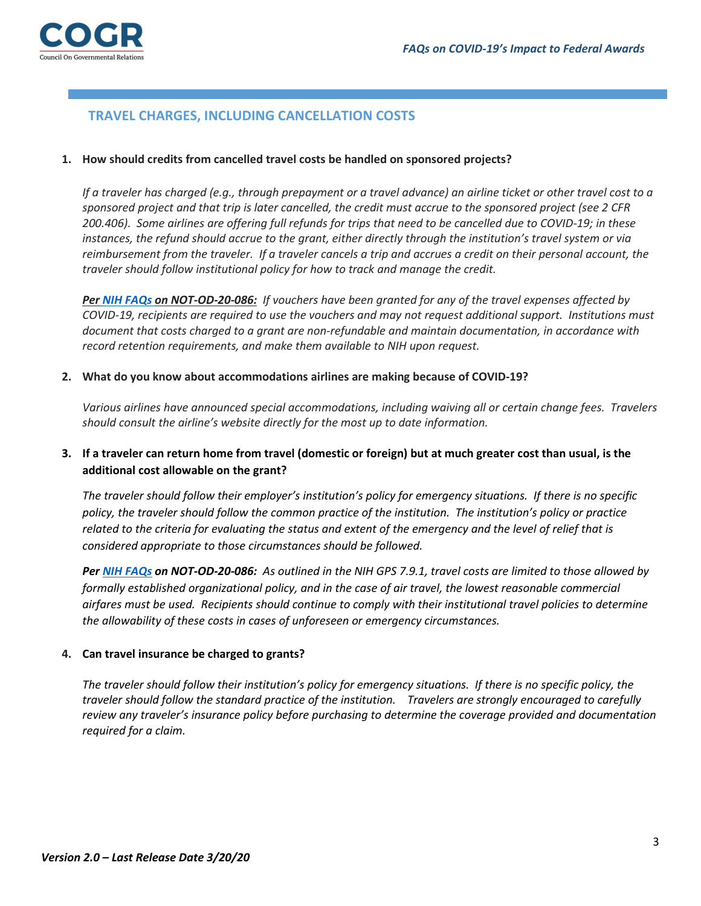## TRAVEL CHARGES, INCLUDING CANCELLATION COSTS

**1. How should credits from cancelled travel costs be handled on sponsored projects?**

*If a traveler has charged (e.g., through prepayment or a travel advance) an airline ticket or other travel cost to a sponsored project and that trip is later cancelled, the credit must accrue to the sponsored project (see 2 CFR 200.406). Some airlines are offering full refunds for trips that need to be cancelled due to COVID-19; in these instances, the refund should accrue to the grant, either directly through the institution's travel system or via reimbursement from the traveler. If a traveler cancels a trip and accrues a credit on their personal account, the traveler should follow institutional policy for how to track and manage the credit.*

***Per NIH FAQs on NOT-OD-20-086:*** *If vouchers have been granted for any of the travel expenses affected by COVID-19, recipients are required to use the vouchers and may not request additional support. Institutions must document that costs charged to a grant are non-refundable and maintain documentation, in accordance with record retention requirements, and make them available to NIH upon request.*

**2. What do you know about accommodations airlines are making because of COVID-19?**

*Various airlines have announced special accommodations, including waiving all or certain change fees. Travelers should consult the airline's website directly for the most up to date information.*

**3. If a traveler can return home from travel (domestic or foreign) but at much greater cost than usual, is the additional cost allowable on the grant?**

*The traveler should follow their employer's institution's policy for emergency situations. If there is no specific policy, the traveler should follow the common practice of the institution. The institution's policy or practice related to the criteria for evaluating the status and extent of the emergency and the level of relief that is considered appropriate to those circumstances should be followed.*

***Per NIH FAQs on NOT-OD-20-086:*** *As outlined in the NIH GPS 7.9.1, travel costs are limited to those allowed by formally established organizational policy, and in the case of air travel, the lowest reasonable commercial airfares must be used. Recipients should continue to comply with their institutional travel policies to determine the allowability of these costs in cases of unforeseen or emergency circumstances.*

**4. Can travel insurance be charged to grants?**

*The traveler should follow their institution's policy for emergency situations. If there is no specific policy, the traveler should follow the standard practice of the institution. Travelers are strongly encouraged to carefully review any traveler's insurance policy before purchasing to determine the coverage provided and documentation required for a claim.*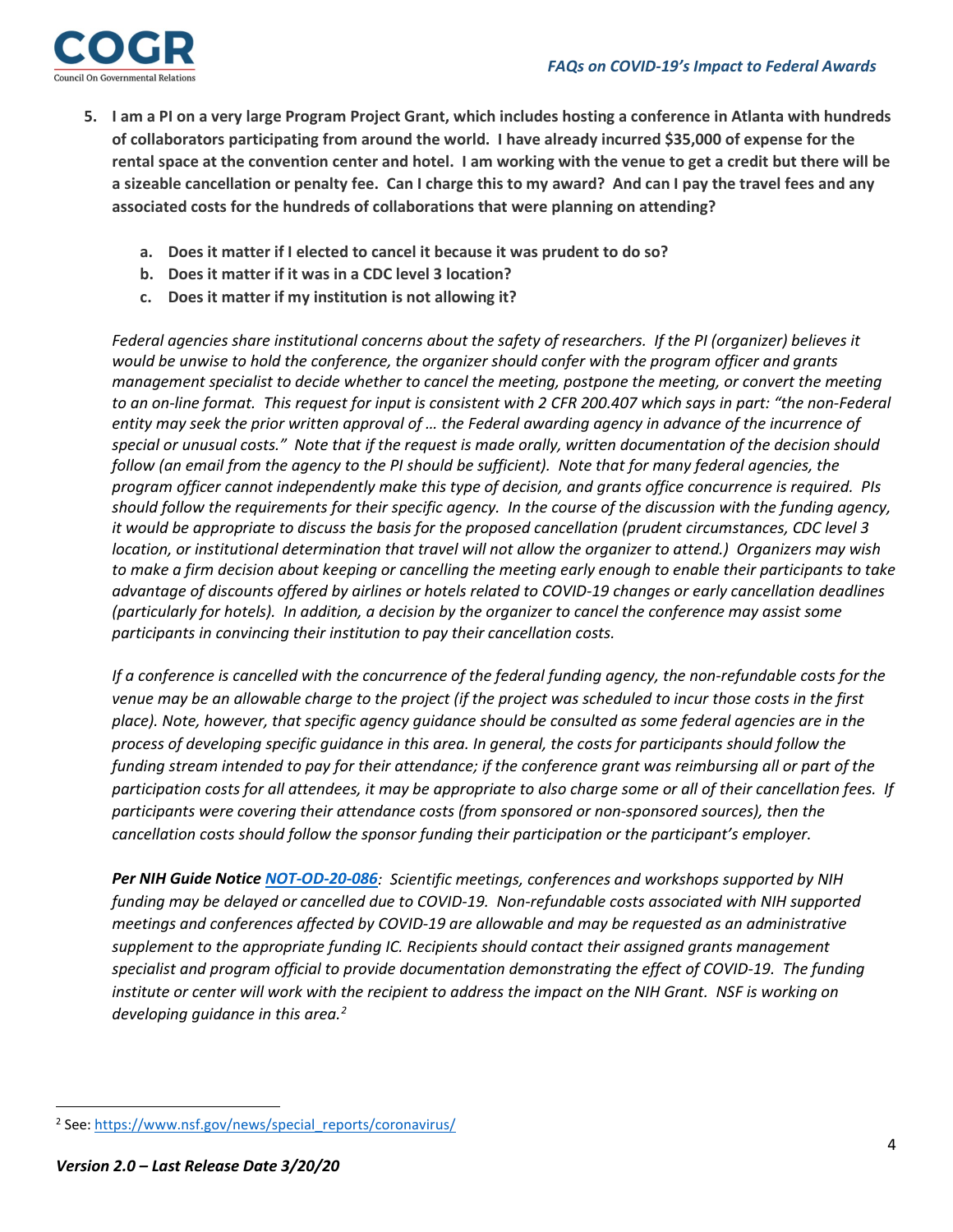5. **I am a PI on a very large Program Project Grant, which includes hosting a conference in Atlanta with hundreds of collaborators participating from around the world. I have already incurred $35,000 of expense for the rental space at the convention center and hotel. I am working with the venue to get a credit but there will be a sizeable cancellation or penalty fee. Can I charge this to my award? And can I pay the travel fees and any associated costs for the hundreds of collaborations that were planning on attending?**

    a. **Does it matter if I elected to cancel it because it was prudent to do so?**
    b. **Does it matter if it was in a CDC level 3 location?**
    c. **Does it matter if my institution is not allowing it?**

    *Federal agencies share institutional concerns about the safety of researchers. If the PI (organizer) believes it would be unwise to hold the conference, the organizer should confer with the program officer and grants management specialist to decide whether to cancel the meeting, postpone the meeting, or convert the meeting to an on-line format. This request for input is consistent with 2 CFR 200.407 which says in part: "the non-Federal entity may seek the prior written approval of … the Federal awarding agency in advance of the incurrence of special or unusual costs." Note that if the request is made orally, written documentation of the decision should follow (an email from the agency to the PI should be sufficient). Note that for many federal agencies, the program officer cannot independently make this type of decision, and grants office concurrence is required. PIs should follow the requirements for their specific agency. In the course of the discussion with the funding agency, it would be appropriate to discuss the basis for the proposed cancellation (prudent circumstances, CDC level 3 location, or institutional determination that travel will not allow the organizer to attend.) Organizers may wish to make a firm decision about keeping or cancelling the meeting early enough to enable their participants to take advantage of discounts offered by airlines or hotels related to COVID-19 changes or early cancellation deadlines (particularly for hotels). In addition, a decision by the organizer to cancel the conference may assist some participants in convincing their institution to pay their cancellation costs.*

    *If a conference is cancelled with the concurrence of the federal funding agency, the non-refundable costs for the venue may be an allowable charge to the project (if the project was scheduled to incur those costs in the first place). Note, however, that specific agency guidance should be consulted as some federal agencies are in the process of developing specific guidance in this area. In general, the costs for participants should follow the funding stream intended to pay for their attendance; if the conference grant was reimbursing all or part of the participation costs for all attendees, it may be appropriate to also charge some or all of their cancellation fees. If participants were covering their attendance costs (from sponsored or non-sponsored sources), then the cancellation costs should follow the sponsor funding their participation or the participant's employer.*

    ***Per NIH Guide Notice [NOT-OD-20-086](NOT-OD-20-086)****: Scientific meetings, conferences and workshops supported by NIH funding may be delayed or cancelled due to COVID-19. Non-refundable costs associated with NIH supported meetings and conferences affected by COVID-19 are allowable and may be requested as an administrative supplement to the appropriate funding IC. Recipients should contact their assigned grants management specialist and program official to provide documentation demonstrating the effect of COVID-19. The funding institute or center will work with the recipient to address the impact on the NIH Grant. NSF is working on developing guidance in this area.*[2]

[2] See: https://www.nsf.gov/news/special_reports/coronavirus/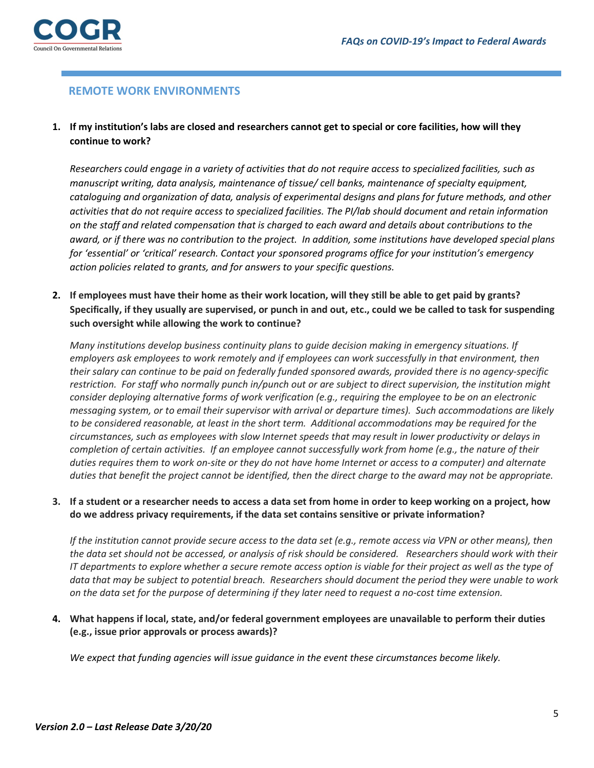## REMOTE WORK ENVIRONMENTS

1. **If my institution's labs are closed and researchers cannot get to special or core facilities, how will they continue to work?**

   *Researchers could engage in a variety of activities that do not require access to specialized facilities, such as manuscript writing, data analysis, maintenance of tissue/ cell banks, maintenance of specialty equipment, cataloguing and organization of data, analysis of experimental designs and plans for future methods, and other activities that do not require access to specialized facilities. The PI/lab should document and retain information on the staff and related compensation that is charged to each award and details about contributions to the award, or if there was no contribution to the project. In addition, some institutions have developed special plans for 'essential' or 'critical' research. Contact your sponsored programs office for your institution's emergency action policies related to grants, and for answers to your specific questions.*

2. **If employees must have their home as their work location, will they still be able to get paid by grants? Specifically, if they usually are supervised, or punch in and out, etc., could we be called to task for suspending such oversight while allowing the work to continue?**

   *Many institutions develop business continuity plans to guide decision making in emergency situations. If employers ask employees to work remotely and if employees can work successfully in that environment, then their salary can continue to be paid on federally funded sponsored awards, provided there is no agency-specific restriction. For staff who normally punch in/punch out or are subject to direct supervision, the institution might consider deploying alternative forms of work verification (e.g., requiring the employee to be on an electronic messaging system, or to email their supervisor with arrival or departure times). Such accommodations are likely to be considered reasonable, at least in the short term. Additional accommodations may be required for the circumstances, such as employees with slow Internet speeds that may result in lower productivity or delays in completion of certain activities. If an employee cannot successfully work from home (e.g., the nature of their duties requires them to work on-site or they do not have home Internet or access to a computer) and alternate duties that benefit the project cannot be identified, then the direct charge to the award may not be appropriate.*

3. **If a student or a researcher needs to access a data set from home in order to keep working on a project, how do we address privacy requirements, if the data set contains sensitive or private information?**

   *If the institution cannot provide secure access to the data set (e.g., remote access via VPN or other means), then the data set should not be accessed, or analysis of risk should be considered. Researchers should work with their IT departments to explore whether a secure remote access option is viable for their project as well as the type of data that may be subject to potential breach. Researchers should document the period they were unable to work on the data set for the purpose of determining if they later need to request a no-cost time extension.*

4. **What happens if local, state, and/or federal government employees are unavailable to perform their duties (e.g., issue prior approvals or process awards)?**

   *We expect that funding agencies will issue guidance in the event these circumstances become likely.*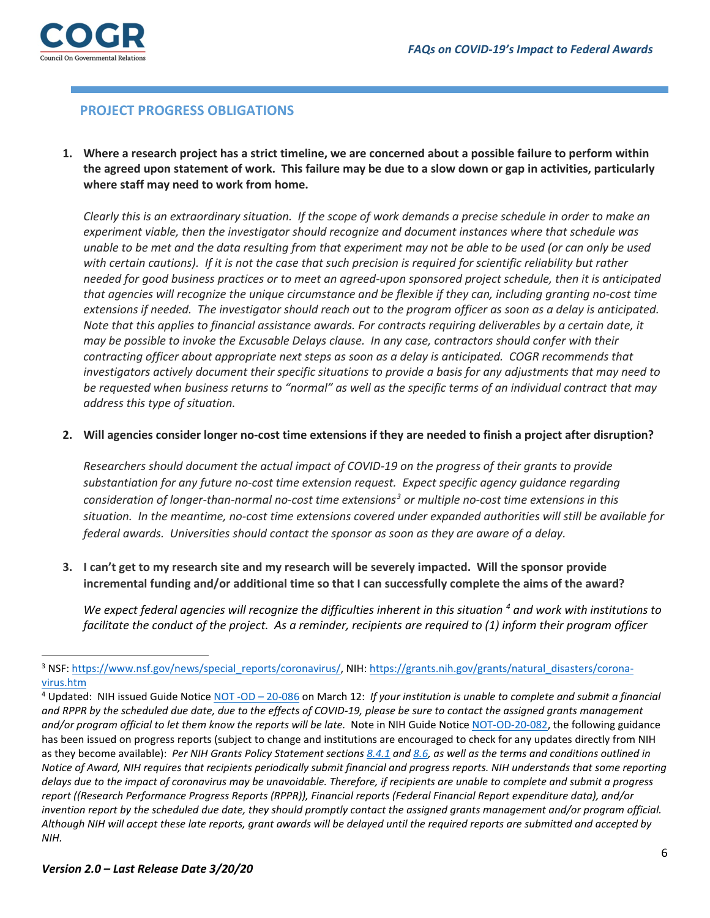## PROJECT PROGRESS OBLIGATIONS

1. **Where a research project has a strict timeline, we are concerned about a possible failure to perform within the agreed upon statement of work. This failure may be due to a slow down or gap in activities, particularly where staff may need to work from home.**

   *Clearly this is an extraordinary situation. If the scope of work demands a precise schedule in order to make an experiment viable, then the investigator should recognize and document instances where that schedule was unable to be met and the data resulting from that experiment may not be able to be used (or can only be used with certain cautions). If it is not the case that such precision is required for scientific reliability but rather needed for good business practices or to meet an agreed-upon sponsored project schedule, then it is anticipated that agencies will recognize the unique circumstance and be flexible if they can, including granting no-cost time extensions if needed. The investigator should reach out to the program officer as soon as a delay is anticipated. Note that this applies to financial assistance awards. For contracts requiring deliverables by a certain date, it may be possible to invoke the Excusable Delays clause. In any case, contractors should confer with their contracting officer about appropriate next steps as soon as a delay is anticipated. COGR recommends that investigators actively document their specific situations to provide a basis for any adjustments that may need to be requested when business returns to "normal" as well as the specific terms of an individual contract that may address this type of situation.*

2. **Will agencies consider longer no-cost time extensions if they are needed to finish a project after disruption?**

   *Researchers should document the actual impact of COVID-19 on the progress of their grants to provide substantiation for any future no-cost time extension request. Expect specific agency guidance regarding consideration of longer-than-normal no-cost time extensions[3] or multiple no-cost time extensions in this situation. In the meantime, no-cost time extensions covered under expanded authorities will still be available for federal awards. Universities should contact the sponsor as soon as they are aware of a delay.*

3. **I can't get to my research site and my research will be severely impacted. Will the sponsor provide incremental funding and/or additional time so that I can successfully complete the aims of the award?**

   *We expect federal agencies will recognize the difficulties inherent in this situation [4] and work with institutions to facilitate the conduct of the project. As a reminder, recipients are required to (1) inform their program officer*

---

[3] NSF: https://www.nsf.gov/news/special_reports/coronavirus/, NIH: https://grants.nih.gov/grants/natural_disasters/corona-virus.htm

[4] Updated: NIH issued Guide Notice NOT -OD – 20-086 on March 12: *If your institution is unable to complete and submit a financial and RPPR by the scheduled due date, due to the effects of COVID-19, please be sure to contact the assigned grants management and/or program official to let them know the reports will be late.* Note in NIH Guide Notice NOT-OD-20-082, the following guidance has been issued on progress reports (subject to change and institutions are encouraged to check for any updates directly from NIH as they become available): *Per NIH Grants Policy Statement sections 8.4.1 and 8.6, as well as the terms and conditions outlined in Notice of Award, NIH requires that recipients periodically submit financial and progress reports. NIH understands that some reporting delays due to the impact of coronavirus may be unavoidable. Therefore, if recipients are unable to complete and submit a progress report ((Research Performance Progress Reports (RPPR)), Financial reports (Federal Financial Report expenditure data), and/or invention report by the scheduled due date, they should promptly contact the assigned grants management and/or program official. Although NIH will accept these late reports, grant awards will be delayed until the required reports are submitted and accepted by NIH.*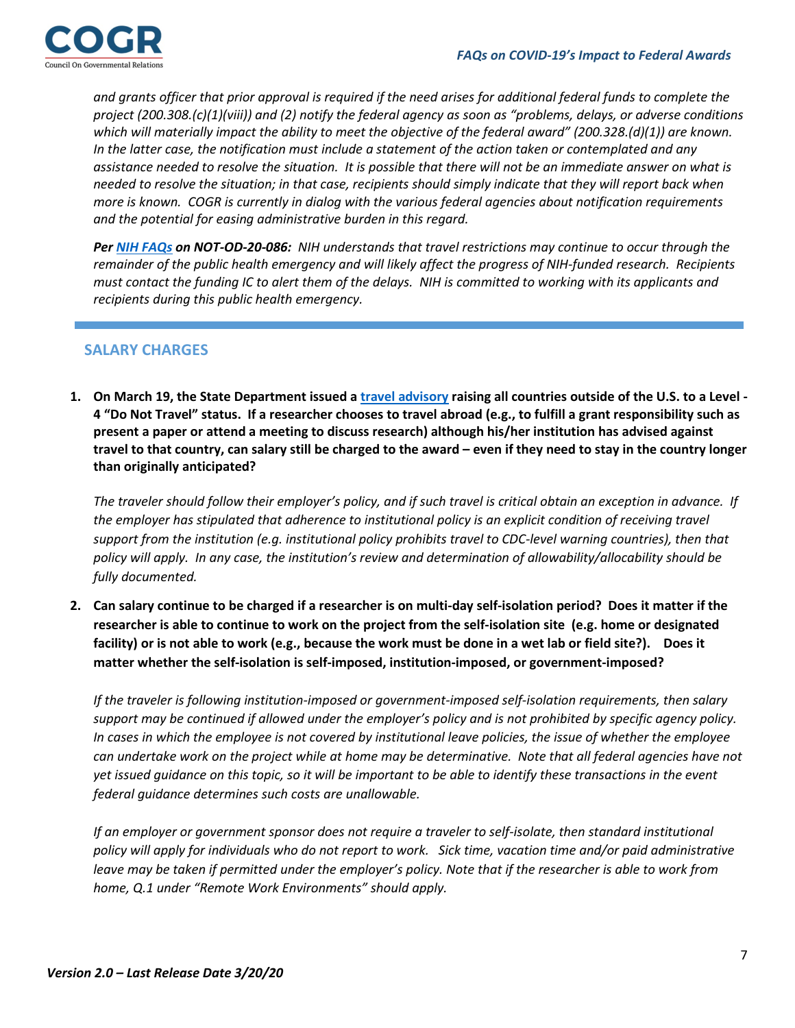*and grants officer that prior approval is required if the need arises for additional federal funds to complete the project (200.308.(c)(1)(viii)) and (2) notify the federal agency as soon as "problems, delays, or adverse conditions which will materially impact the ability to meet the objective of the federal award" (200.328.(d)(1)) are known. In the latter case, the notification must include a statement of the action taken or contemplated and any assistance needed to resolve the situation. It is possible that there will not be an immediate answer on what is needed to resolve the situation; in that case, recipients should simply indicate that they will report back when more is known. COGR is currently in dialog with the various federal agencies about notification requirements and the potential for easing administrative burden in this regard.*

***Per NIH FAQs on NOT-OD-20-086:*** *NIH understands that travel restrictions may continue to occur through the remainder of the public health emergency and will likely affect the progress of NIH-funded research. Recipients must contact the funding IC to alert them of the delays. NIH is committed to working with its applicants and recipients during this public health emergency.*

## SALARY CHARGES

1. **On March 19, the State Department issued a travel advisory raising all countries outside of the U.S. to a Level - 4 "Do Not Travel" status. If a researcher chooses to travel abroad (e.g., to fulfill a grant responsibility such as present a paper or attend a meeting to discuss research) although his/her institution has advised against travel to that country, can salary still be charged to the award – even if they need to stay in the country longer than originally anticipated?**

   *The traveler should follow their employer's policy, and if such travel is critical obtain an exception in advance. If the employer has stipulated that adherence to institutional policy is an explicit condition of receiving travel support from the institution (e.g. institutional policy prohibits travel to CDC-level warning countries), then that policy will apply. In any case, the institution's review and determination of allowability/allocability should be fully documented.*

2. **Can salary continue to be charged if a researcher is on multi-day self-isolation period? Does it matter if the researcher is able to continue to work on the project from the self-isolation site (e.g. home or designated facility) or is not able to work (e.g., because the work must be done in a wet lab or field site?). Does it matter whether the self-isolation is self-imposed, institution-imposed, or government-imposed?**

   *If the traveler is following institution-imposed or government-imposed self-isolation requirements, then salary support may be continued if allowed under the employer's policy and is not prohibited by specific agency policy. In cases in which the employee is not covered by institutional leave policies, the issue of whether the employee can undertake work on the project while at home may be determinative. Note that all federal agencies have not yet issued guidance on this topic, so it will be important to be able to identify these transactions in the event federal guidance determines such costs are unallowable.*

   *If an employer or government sponsor does not require a traveler to self-isolate, then standard institutional policy will apply for individuals who do not report to work. Sick time, vacation time and/or paid administrative leave may be taken if permitted under the employer's policy. Note that if the researcher is able to work from home, Q.1 under "Remote Work Environments" should apply.*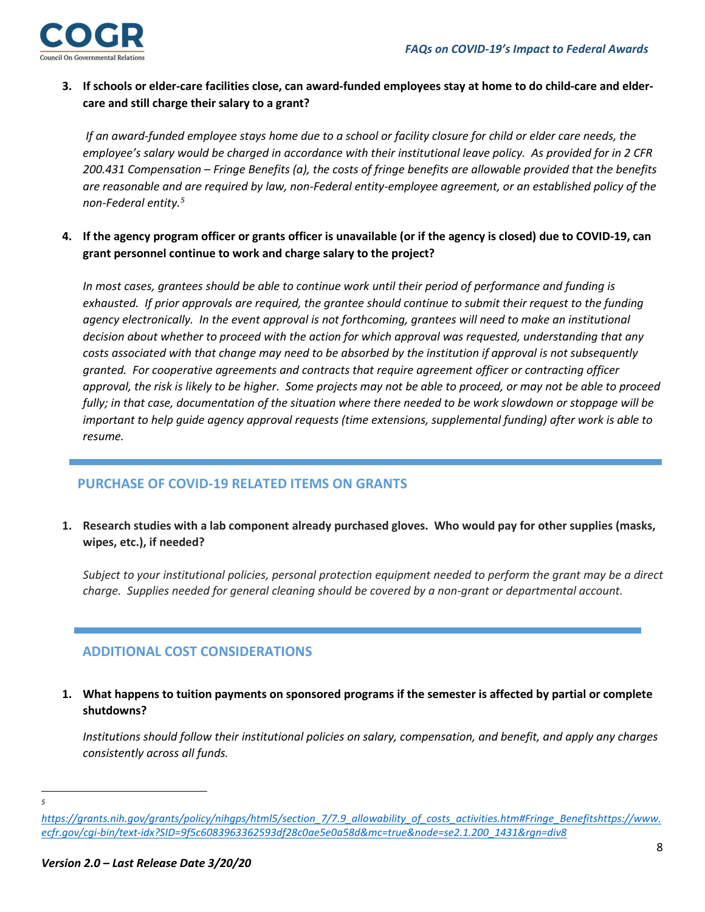3. **If schools or elder-care facilities close, can award-funded employees stay at home to do child-care and elder-care and still charge their salary to a grant?**

   *If an award-funded employee stays home due to a school or facility closure for child or elder care needs, the employee's salary would be charged in accordance with their institutional leave policy. As provided for in 2 CFR 200.431 Compensation – Fringe Benefits (a), the costs of fringe benefits are allowable provided that the benefits are reasonable and are required by law, non-Federal entity-employee agreement, or an established policy of the non-Federal entity.*[5]

4. **If the agency program officer or grants officer is unavailable (or if the agency is closed) due to COVID-19, can grant personnel continue to work and charge salary to the project?**

   *In most cases, grantees should be able to continue work until their period of performance and funding is exhausted. If prior approvals are required, the grantee should continue to submit their request to the funding agency electronically. In the event approval is not forthcoming, grantees will need to make an institutional decision about whether to proceed with the action for which approval was requested, understanding that any costs associated with that change may need to be absorbed by the institution if approval is not subsequently granted. For cooperative agreements and contracts that require agreement officer or contracting officer approval, the risk is likely to be higher. Some projects may not be able to proceed, or may not be able to proceed fully; in that case, documentation of the situation where there needed to be work slowdown or stoppage will be important to help guide agency approval requests (time extensions, supplemental funding) after work is able to resume.*

## PURCHASE OF COVID-19 RELATED ITEMS ON GRANTS

1. **Research studies with a lab component already purchased gloves. Who would pay for other supplies (masks, wipes, etc.), if needed?**

   *Subject to your institutional policies, personal protection equipment needed to perform the grant may be a direct charge. Supplies needed for general cleaning should be covered by a non-grant or departmental account.*

## ADDITIONAL COST CONSIDERATIONS

1. **What happens to tuition payments on sponsored programs if the semester is affected by partial or complete shutdowns?**

   *Institutions should follow their institutional policies on salary, compensation, and benefit, and apply any charges consistently across all funds.*

---

[5] https://grants.nih.gov/grants/policy/nihgps/html5/section_7/7.9_allowability_of_costs_activities.htm#Fringe_Benefitshttps://www.ecfr.gov/cgi-bin/text-idx?SID=9f5c6083963362593df28c0ae5e0a58d&mc=true&node=se2.1.200_1431&rgn=div8

*Version 2.0 – Last Release Date 3/20/20*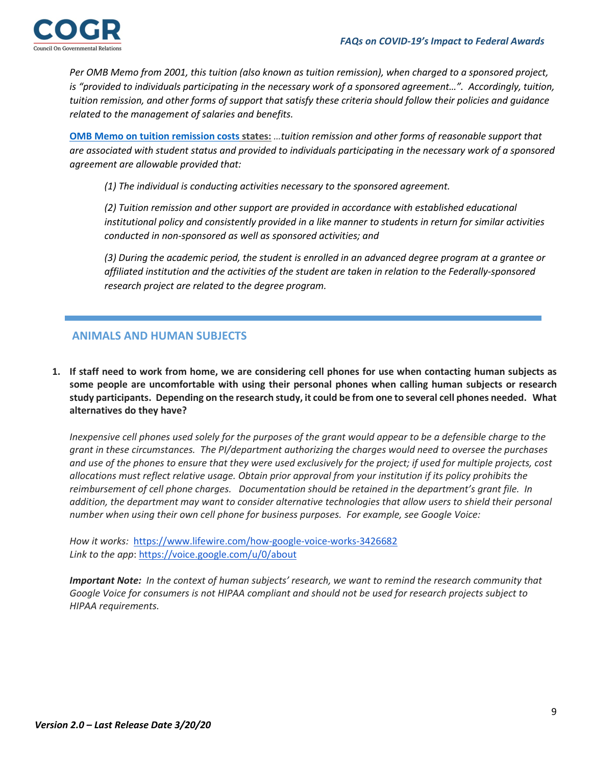*Per OMB Memo from 2001, this tuition (also known as tuition remission), when charged to a sponsored project, is "provided to individuals participating in the necessary work of a sponsored agreement…". Accordingly, tuition, tuition remission, and other forms of support that satisfy these criteria should follow their policies and guidance related to the management of salaries and benefits.*

**OMB Memo on tuition remission costs states:** *…tuition remission and other forms of reasonable support that are associated with student status and provided to individuals participating in the necessary work of a sponsored agreement are allowable provided that:*

> *(1) The individual is conducting activities necessary to the sponsored agreement.*
>
> *(2) Tuition remission and other support are provided in accordance with established educational institutional policy and consistently provided in a like manner to students in return for similar activities conducted in non-sponsored as well as sponsored activities; and*
>
> *(3) During the academic period, the student is enrolled in an advanced degree program at a grantee or affiliated institution and the activities of the student are taken in relation to the Federally-sponsored research project are related to the degree program.*

## ANIMALS AND HUMAN SUBJECTS

1. **If staff need to work from home, we are considering cell phones for use when contacting human subjects as some people are uncomfortable with using their personal phones when calling human subjects or research study participants. Depending on the research study, it could be from one to several cell phones needed. What alternatives do they have?**

   *Inexpensive cell phones used solely for the purposes of the grant would appear to be a defensible charge to the grant in these circumstances. The PI/department authorizing the charges would need to oversee the purchases and use of the phones to ensure that they were used exclusively for the project; if used for multiple projects, cost allocations must reflect relative usage. Obtain prior approval from your institution if its policy prohibits the reimbursement of cell phone charges. Documentation should be retained in the department's grant file. In addition, the department may want to consider alternative technologies that allow users to shield their personal number when using their own cell phone for business purposes. For example, see Google Voice:*

   *How it works:* https://www.lifewire.com/how-google-voice-works-3426682
   *Link to the app*: https://voice.google.com/u/0/about

   ***Important Note:*** *In the context of human subjects' research, we want to remind the research community that Google Voice for consumers is not HIPAA compliant and should not be used for research projects subject to HIPAA requirements.*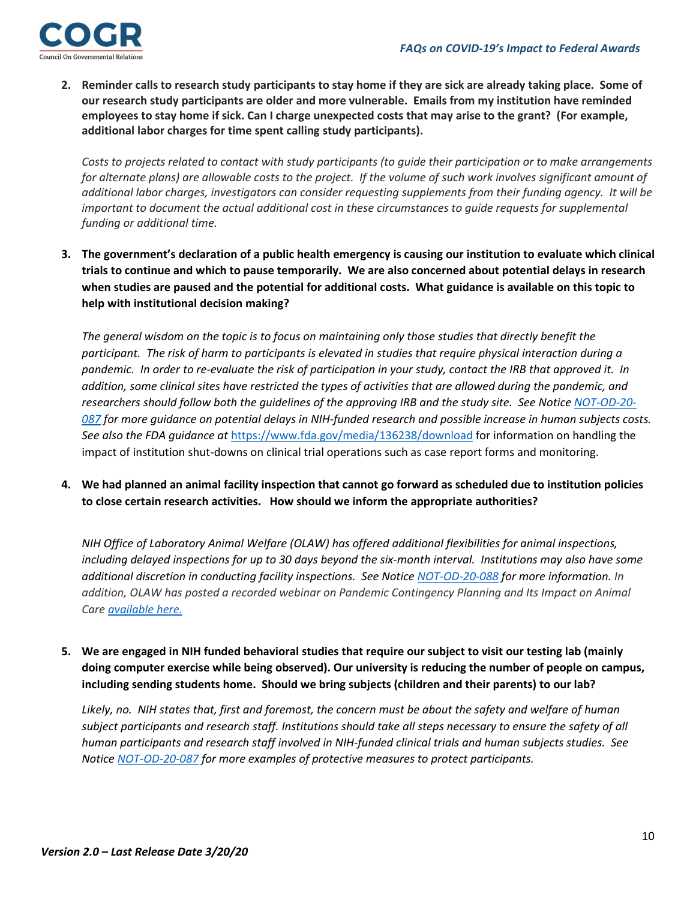2. **Reminder calls to research study participants to stay home if they are sick are already taking place. Some of our research study participants are older and more vulnerable. Emails from my institution have reminded employees to stay home if sick. Can I charge unexpected costs that may arise to the grant? (For example, additional labor charges for time spent calling study participants).**

   *Costs to projects related to contact with study participants (to guide their participation or to make arrangements for alternate plans) are allowable costs to the project. If the volume of such work involves significant amount of additional labor charges, investigators can consider requesting supplements from their funding agency. It will be important to document the actual additional cost in these circumstances to guide requests for supplemental funding or additional time.*

3. **The government's declaration of a public health emergency is causing our institution to evaluate which clinical trials to continue and which to pause temporarily. We are also concerned about potential delays in research when studies are paused and the potential for additional costs. What guidance is available on this topic to help with institutional decision making?**

   *The general wisdom on the topic is to focus on maintaining only those studies that directly benefit the participant. The risk of harm to participants is elevated in studies that require physical interaction during a pandemic. In order to re-evaluate the risk of participation in your study, contact the IRB that approved it. In addition, some clinical sites have restricted the types of activities that are allowed during the pandemic, and researchers should follow both the guidelines of the approving IRB and the study site. See Notice [NOT-OD-20-087](NOT-OD-20-087) for more guidance on potential delays in NIH-funded research and possible increase in human subjects costs. See also the FDA guidance at* https://www.fda.gov/media/136238/download for information on handling the impact of institution shut-downs on clinical trial operations such as case report forms and monitoring.

4. **We had planned an animal facility inspection that cannot go forward as scheduled due to institution policies to close certain research activities. How should we inform the appropriate authorities?**

   *NIH Office of Laboratory Animal Welfare (OLAW) has offered additional flexibilities for animal inspections, including delayed inspections for up to 30 days beyond the six-month interval. Institutions may also have some additional discretion in conducting facility inspections. See Notice [NOT-OD-20-088](NOT-OD-20-088) for more information. In addition, OLAW has posted a recorded webinar on Pandemic Contingency Planning and Its Impact on Animal Care [available here.](available here.)*

5. **We are engaged in NIH funded behavioral studies that require our subject to visit our testing lab (mainly doing computer exercise while being observed). Our university is reducing the number of people on campus, including sending students home. Should we bring subjects (children and their parents) to our lab?**

   *Likely, no. NIH states that, first and foremost, the concern must be about the safety and welfare of human subject participants and research staff. Institutions should take all steps necessary to ensure the safety of all human participants and research staff involved in NIH-funded clinical trials and human subjects studies. See Notice [NOT-OD-20-087](NOT-OD-20-087) for more examples of protective measures to protect participants.*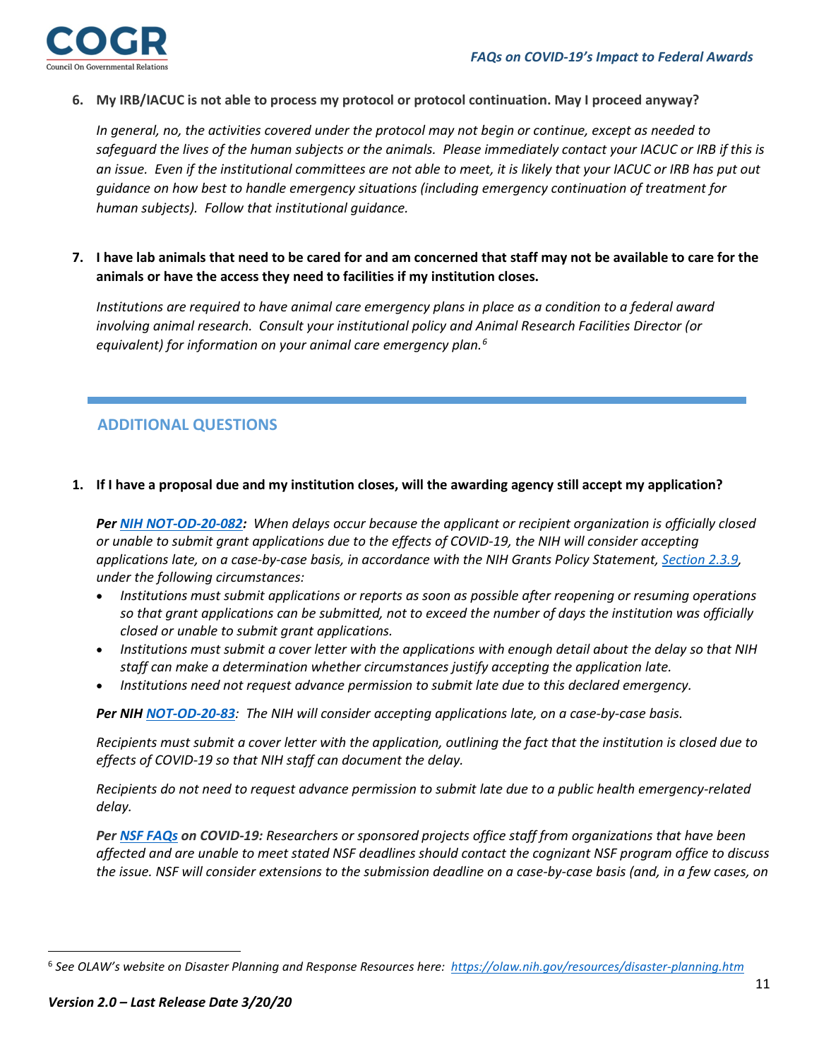6. **My IRB/IACUC is not able to process my protocol or protocol continuation. May I proceed anyway?**

   *In general, no, the activities covered under the protocol may not begin or continue, except as needed to safeguard the lives of the human subjects or the animals. Please immediately contact your IACUC or IRB if this is an issue. Even if the institutional committees are not able to meet, it is likely that your IACUC or IRB has put out guidance on how best to handle emergency situations (including emergency continuation of treatment for human subjects). Follow that institutional guidance.*

7. **I have lab animals that need to be cared for and am concerned that staff may not be available to care for the animals or have the access they need to facilities if my institution closes.**

   *Institutions are required to have animal care emergency plans in place as a condition to a federal award involving animal research. Consult your institutional policy and Animal Research Facilities Director (or equivalent) for information on your animal care emergency plan.*[6]

## ADDITIONAL QUESTIONS

1. **If I have a proposal due and my institution closes, will the awarding agency still accept my application?**

   ***Per NIH NOT-OD-20-082:*** *When delays occur because the applicant or recipient organization is officially closed or unable to submit grant applications due to the effects of COVID-19, the NIH will consider accepting applications late, on a case-by-case basis, in accordance with the NIH Grants Policy Statement, Section 2.3.9, under the following circumstances:*

   - *Institutions must submit applications or reports as soon as possible after reopening or resuming operations so that grant applications can be submitted, not to exceed the number of days the institution was officially closed or unable to submit grant applications.*
   - *Institutions must submit a cover letter with the applications with enough detail about the delay so that NIH staff can make a determination whether circumstances justify accepting the application late.*
   - *Institutions need not request advance permission to submit late due to this declared emergency.*

   ***Per NIH NOT-OD-20-83:*** *The NIH will consider accepting applications late, on a case-by-case basis.*

   *Recipients must submit a cover letter with the application, outlining the fact that the institution is closed due to effects of COVID-19 so that NIH staff can document the delay.*

   *Recipients do not need to request advance permission to submit late due to a public health emergency-related delay.*

   ***Per NSF FAQs on COVID-19:*** *Researchers or sponsored projects office staff from organizations that have been affected and are unable to meet stated NSF deadlines should contact the cognizant NSF program office to discuss the issue. NSF will consider extensions to the submission deadline on a case-by-case basis (and, in a few cases, on*

[6] *See OLAW's website on Disaster Planning and Response Resources here: https://olaw.nih.gov/resources/disaster-planning.htm*

***Version 2.0 – Last Release Date 3/20/20***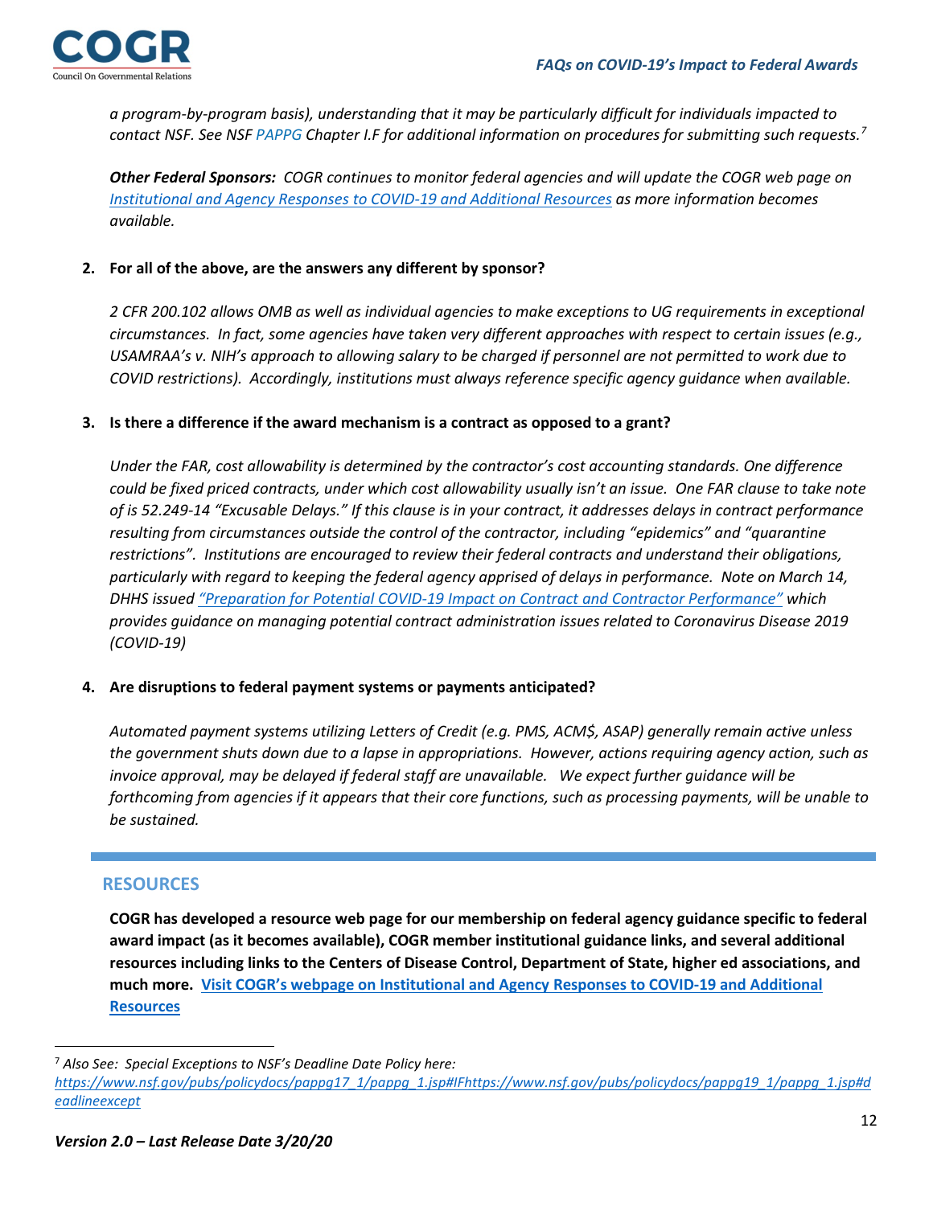*a program-by-program basis), understanding that it may be particularly difficult for individuals impacted to contact NSF. See NSF PAPPG Chapter I.F for additional information on procedures for submitting such requests.*[7]

***Other Federal Sponsors:*** *COGR continues to monitor federal agencies and will update the COGR web page on [Institutional and Agency Responses to COVID-19 and Additional Resources]() as more information becomes available.*

2. **For all of the above, are the answers any different by sponsor?**

   *2 CFR 200.102 allows OMB as well as individual agencies to make exceptions to UG requirements in exceptional circumstances. In fact, some agencies have taken very different approaches with respect to certain issues (e.g., USAMRAA's v. NIH's approach to allowing salary to be charged if personnel are not permitted to work due to COVID restrictions). Accordingly, institutions must always reference specific agency guidance when available.*

3. **Is there a difference if the award mechanism is a contract as opposed to a grant?**

   *Under the FAR, cost allowability is determined by the contractor's cost accounting standards. One difference could be fixed priced contracts, under which cost allowability usually isn't an issue. One FAR clause to take note of is 52.249-14 "Excusable Delays." If this clause is in your contract, it addresses delays in contract performance resulting from circumstances outside the control of the contractor, including "epidemics" and "quarantine restrictions". Institutions are encouraged to review their federal contracts and understand their obligations, particularly with regard to keeping the federal agency apprised of delays in performance. Note on March 14, DHHS issued ["Preparation for Potential COVID-19 Impact on Contract and Contractor Performance"]() which provides guidance on managing potential contract administration issues related to Coronavirus Disease 2019 (COVID-19)*

4. **Are disruptions to federal payment systems or payments anticipated?**

   *Automated payment systems utilizing Letters of Credit (e.g. PMS, ACM$, ASAP) generally remain active unless the government shuts down due to a lapse in appropriations. However, actions requiring agency action, such as invoice approval, may be delayed if federal staff are unavailable. We expect further guidance will be forthcoming from agencies if it appears that their core functions, such as processing payments, will be unable to be sustained.*

## RESOURCES

**COGR has developed a resource web page for our membership on federal agency guidance specific to federal award impact (as it becomes available), COGR member institutional guidance links, and several additional resources including links to the Centers of Disease Control, Department of State, higher ed associations, and much more. [Visit COGR's webpage on Institutional and Agency Responses to COVID-19 and Additional Resources]()**

[7] *Also See: Special Exceptions to NSF's Deadline Date Policy here: https://www.nsf.gov/pubs/policydocs/pappg17_1/pappg_1.jsp#IFhttps://www.nsf.gov/pubs/policydocs/pappg19_1/pappg_1.jsp#deadlineexcept*

***Version 2.0 – Last Release Date 3/20/20***